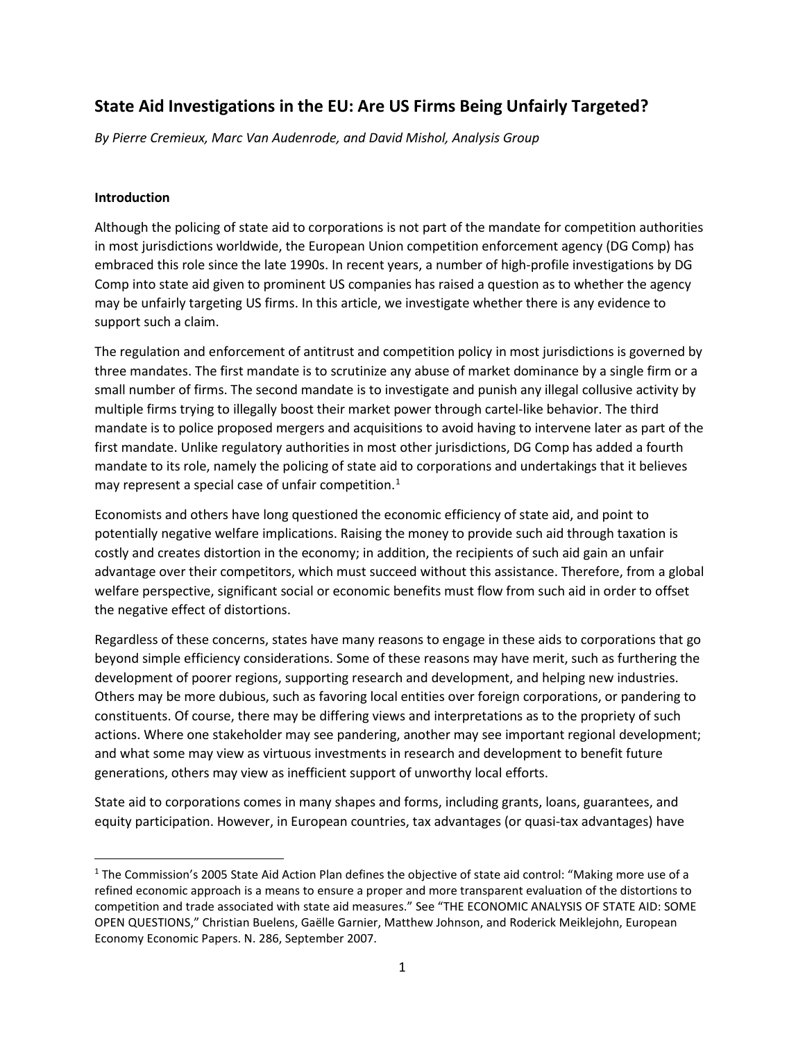## State Aid Investigations in the EU: Are US Firms Being Unfairly Targeted?

*By Pierre Cremieux, Marc Van Audenrode, and David Mishol, Analysis Group*

### Introduction

Although the policing of state aid to corporations is not part of the mandate for competition authorities in most jurisdictions worldwide, the European Union competition enforcement agency (DG Comp) has embraced this role since the late 1990s. In recent years, a number of high-profile investigations by DG Comp into state aid given to prominent US companies has raised a question as to whether the agency may be unfairly targeting US firms. In this article, we investigate whether there is any evidence to support such a claim.

The regulation and enforcement of antitrust and competition policy in most jurisdictions is governed by three mandates. The first mandate is to scrutinize any abuse of market dominance by a single firm or a small number of firms. The second mandate is to investigate and punish any illegal collusive activity by multiple firms trying to illegally boost their market power through cartel-like behavior. The third mandate is to police proposed mergers and acquisitions to avoid having to intervene later as part of the first mandate. Unlike regulatory authorities in most other jurisdictions, DG Comp has added a fourth mandate to its role, namely the policing of state aid to corporations and undertakings that it believes may represent a special case of unfair competition.[1]

Economists and others have long questioned the economic efficiency of state aid, and point to potentially negative welfare implications. Raising the money to provide such aid through taxation is costly and creates distortion in the economy; in addition, the recipients of such aid gain an unfair advantage over their competitors, which must succeed without this assistance. Therefore, from a global welfare perspective, significant social or economic benefits must flow from such aid in order to offset the negative effect of distortions.

Regardless of these concerns, states have many reasons to engage in these aids to corporations that go beyond simple efficiency considerations. Some of these reasons may have merit, such as furthering the development of poorer regions, supporting research and development, and helping new industries. Others may be more dubious, such as favoring local entities over foreign corporations, or pandering to constituents. Of course, there may be differing views and interpretations as to the propriety of such actions. Where one stakeholder may see pandering, another may see important regional development; and what some may view as virtuous investments in research and development to benefit future generations, others may view as inefficient support of unworthy local efforts.

State aid to corporations comes in many shapes and forms, including grants, loans, guarantees, and equity participation. However, in European countries, tax advantages (or quasi-tax advantages) have

[1] The Commission's 2005 State Aid Action Plan defines the objective of state aid control: "Making more use of a refined economic approach is a means to ensure a proper and more transparent evaluation of the distortions to competition and trade associated with state aid measures." See "THE ECONOMIC ANALYSIS OF STATE AID: SOME OPEN QUESTIONS," Christian Buelens, Gaëlle Garnier, Matthew Johnson, and Roderick Meiklejohn, European Economy Economic Papers. N. 286, September 2007.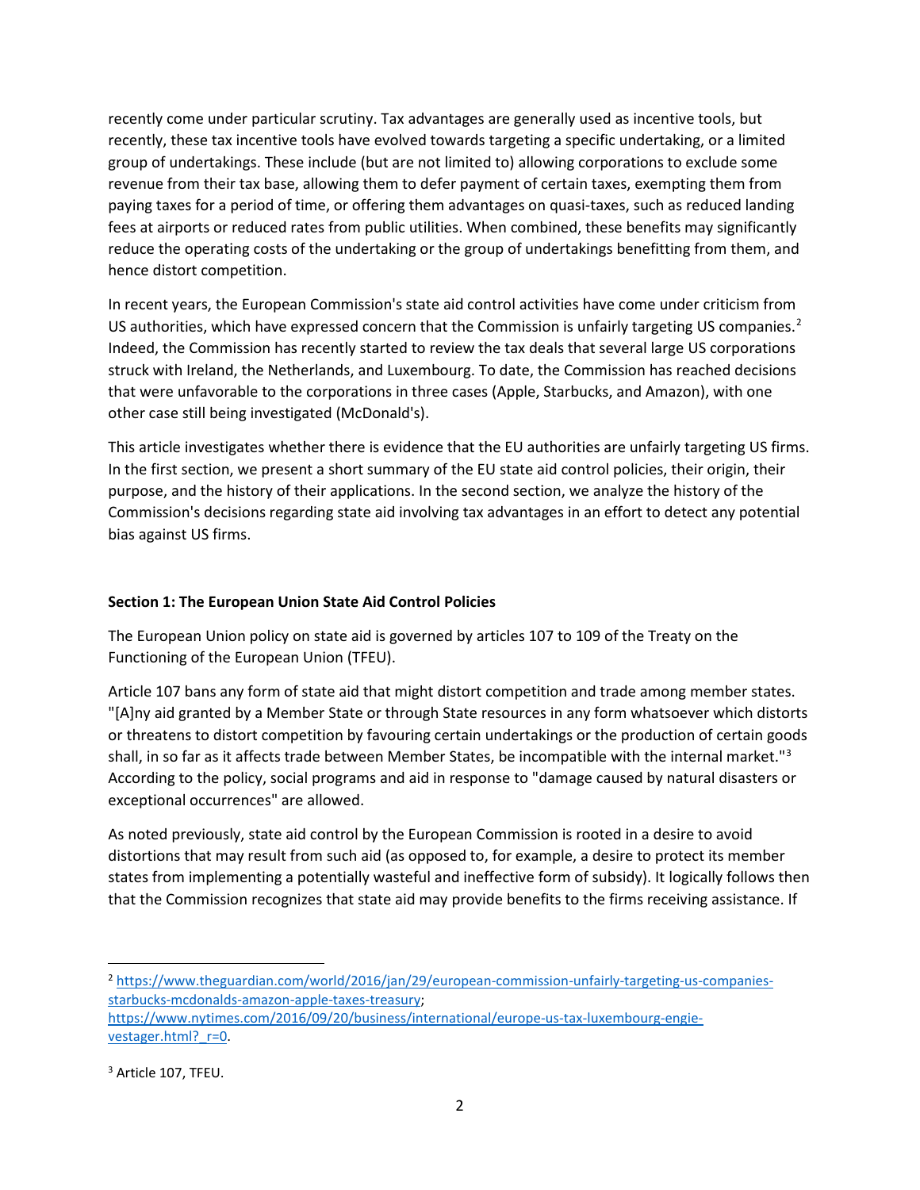recently come under particular scrutiny. Tax advantages are generally used as incentive tools, but recently, these tax incentive tools have evolved towards targeting a specific undertaking, or a limited group of undertakings. These include (but are not limited to) allowing corporations to exclude some revenue from their tax base, allowing them to defer payment of certain taxes, exempting them from paying taxes for a period of time, or offering them advantages on quasi-taxes, such as reduced landing fees at airports or reduced rates from public utilities. When combined, these benefits may significantly reduce the operating costs of the undertaking or the group of undertakings benefitting from them, and hence distort competition.

In recent years, the European Commission's state aid control activities have come under criticism from US authorities, which have expressed concern that the Commission is unfairly targeting US companies.[2] Indeed, the Commission has recently started to review the tax deals that several large US corporations struck with Ireland, the Netherlands, and Luxembourg. To date, the Commission has reached decisions that were unfavorable to the corporations in three cases (Apple, Starbucks, and Amazon), with one other case still being investigated (McDonald's).

This article investigates whether there is evidence that the EU authorities are unfairly targeting US firms. In the first section, we present a short summary of the EU state aid control policies, their origin, their purpose, and the history of their applications. In the second section, we analyze the history of the Commission's decisions regarding state aid involving tax advantages in an effort to detect any potential bias against US firms.

**Section 1: The European Union State Aid Control Policies**

The European Union policy on state aid is governed by articles 107 to 109 of the Treaty on the Functioning of the European Union (TFEU).

Article 107 bans any form of state aid that might distort competition and trade among member states. "[A]ny aid granted by a Member State or through State resources in any form whatsoever which distorts or threatens to distort competition by favouring certain undertakings or the production of certain goods shall, in so far as it affects trade between Member States, be incompatible with the internal market."[3] According to the policy, social programs and aid in response to "damage caused by natural disasters or exceptional occurrences" are allowed.

As noted previously, state aid control by the European Commission is rooted in a desire to avoid distortions that may result from such aid (as opposed to, for example, a desire to protect its member states from implementing a potentially wasteful and ineffective form of subsidy). It logically follows then that the Commission recognizes that state aid may provide benefits to the firms receiving assistance. If

---

[2] https://www.theguardian.com/world/2016/jan/29/european-commission-unfairly-targeting-us-companies-starbucks-mcdonalds-amazon-apple-taxes-treasury; https://www.nytimes.com/2016/09/20/business/international/europe-us-tax-luxembourg-engie-vestager.html?_r=0.

[3] Article 107, TFEU.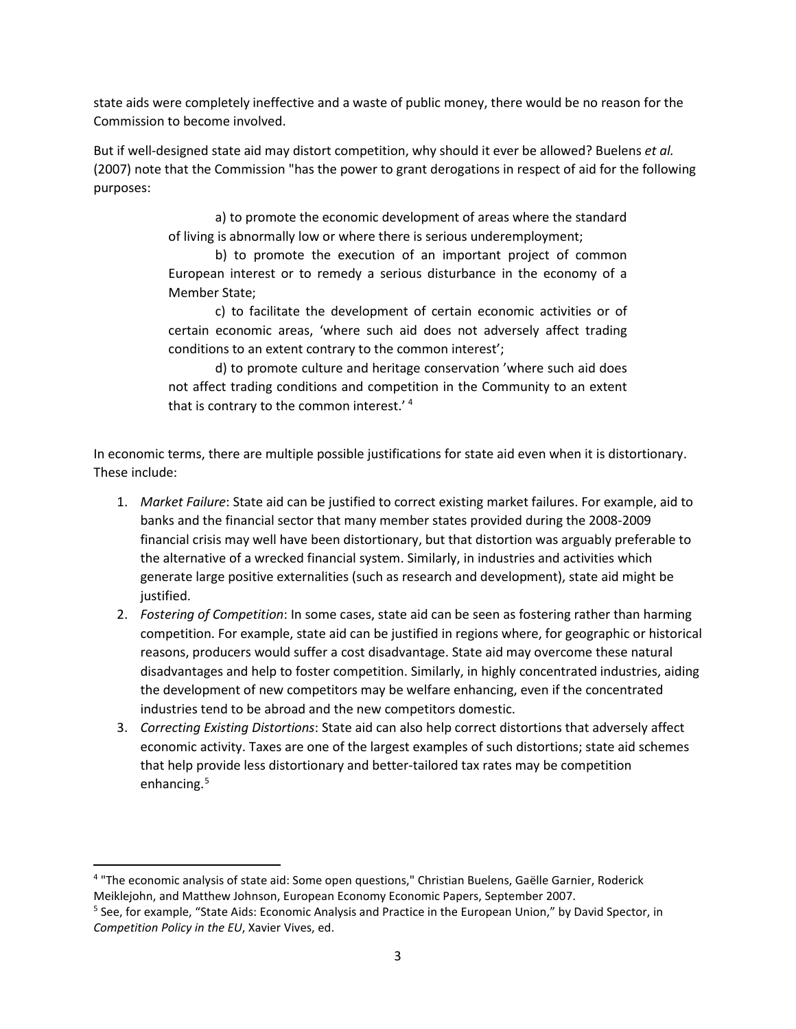state aids were completely ineffective and a waste of public money, there would be no reason for the Commission to become involved.

But if well-designed state aid may distort competition, why should it ever be allowed? Buelens *et al.* (2007) note that the Commission "has the power to grant derogations in respect of aid for the following purposes:

> a) to promote the economic development of areas where the standard of living is abnormally low or where there is serious underemployment;
>
> b) to promote the execution of an important project of common European interest or to remedy a serious disturbance in the economy of a Member State;
>
> c) to facilitate the development of certain economic activities or of certain economic areas, 'where such aid does not adversely affect trading conditions to an extent contrary to the common interest';
>
> d) to promote culture and heritage conservation 'where such aid does not affect trading conditions and competition in the Community to an extent that is contrary to the common interest.' [4]

In economic terms, there are multiple possible justifications for state aid even when it is distortionary. These include:

1. *Market Failure*: State aid can be justified to correct existing market failures. For example, aid to banks and the financial sector that many member states provided during the 2008-2009 financial crisis may well have been distortionary, but that distortion was arguably preferable to the alternative of a wrecked financial system. Similarly, in industries and activities which generate large positive externalities (such as research and development), state aid might be justified.
2. *Fostering of Competition*: In some cases, state aid can be seen as fostering rather than harming competition. For example, state aid can be justified in regions where, for geographic or historical reasons, producers would suffer a cost disadvantage. State aid may overcome these natural disadvantages and help to foster competition. Similarly, in highly concentrated industries, aiding the development of new competitors may be welfare enhancing, even if the concentrated industries tend to be abroad and the new competitors domestic.
3. *Correcting Existing Distortions*: State aid can also help correct distortions that adversely affect economic activity. Taxes are one of the largest examples of such distortions; state aid schemes that help provide less distortionary and better-tailored tax rates may be competition enhancing.[5]

---

[4] "The economic analysis of state aid: Some open questions," Christian Buelens, Gaëlle Garnier, Roderick Meiklejohn, and Matthew Johnson, European Economy Economic Papers, September 2007.

[5] See, for example, "State Aids: Economic Analysis and Practice in the European Union," by David Spector, in *Competition Policy in the EU*, Xavier Vives, ed.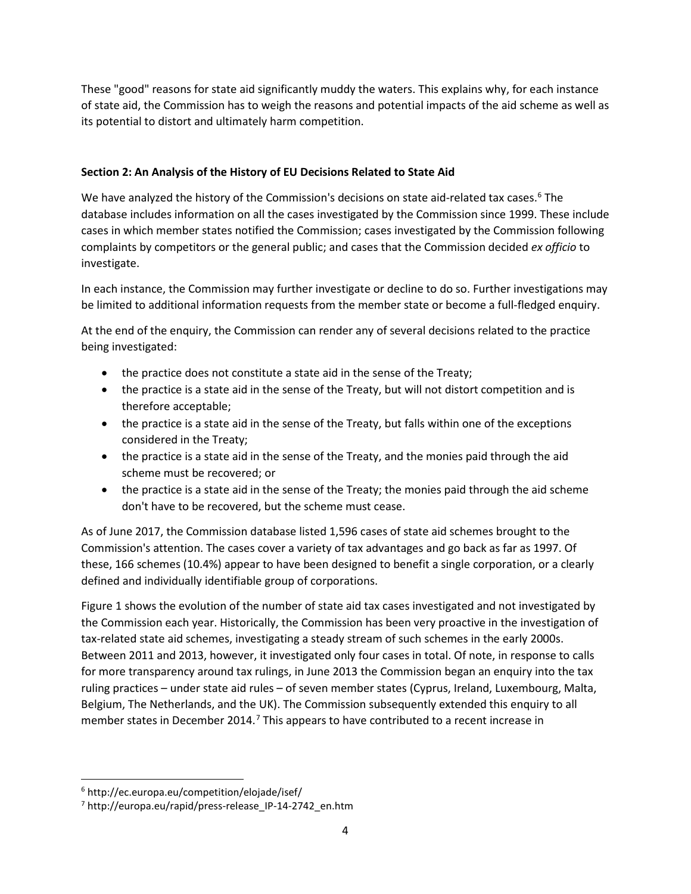These "good" reasons for state aid significantly muddy the waters. This explains why, for each instance of state aid, the Commission has to weigh the reasons and potential impacts of the aid scheme as well as its potential to distort and ultimately harm competition.

## Section 2: An Analysis of the History of EU Decisions Related to State Aid

We have analyzed the history of the Commission's decisions on state aid-related tax cases.[6] The database includes information on all the cases investigated by the Commission since 1999. These include cases in which member states notified the Commission; cases investigated by the Commission following complaints by competitors or the general public; and cases that the Commission decided *ex officio* to investigate.

In each instance, the Commission may further investigate or decline to do so. Further investigations may be limited to additional information requests from the member state or become a full-fledged enquiry.

At the end of the enquiry, the Commission can render any of several decisions related to the practice being investigated:

- the practice does not constitute a state aid in the sense of the Treaty;
- the practice is a state aid in the sense of the Treaty, but will not distort competition and is therefore acceptable;
- the practice is a state aid in the sense of the Treaty, but falls within one of the exceptions considered in the Treaty;
- the practice is a state aid in the sense of the Treaty, and the monies paid through the aid scheme must be recovered; or
- the practice is a state aid in the sense of the Treaty; the monies paid through the aid scheme don't have to be recovered, but the scheme must cease.

As of June 2017, the Commission database listed 1,596 cases of state aid schemes brought to the Commission's attention. The cases cover a variety of tax advantages and go back as far as 1997. Of these, 166 schemes (10.4%) appear to have been designed to benefit a single corporation, or a clearly defined and individually identifiable group of corporations.

Figure 1 shows the evolution of the number of state aid tax cases investigated and not investigated by the Commission each year. Historically, the Commission has been very proactive in the investigation of tax-related state aid schemes, investigating a steady stream of such schemes in the early 2000s. Between 2011 and 2013, however, it investigated only four cases in total. Of note, in response to calls for more transparency around tax rulings, in June 2013 the Commission began an enquiry into the tax ruling practices – under state aid rules – of seven member states (Cyprus, Ireland, Luxembourg, Malta, Belgium, The Netherlands, and the UK). The Commission subsequently extended this enquiry to all member states in December 2014.[7] This appears to have contributed to a recent increase in

---

[6] http://ec.europa.eu/competition/elojade/isef/

[7] http://europa.eu/rapid/press-release_IP-14-2742_en.htm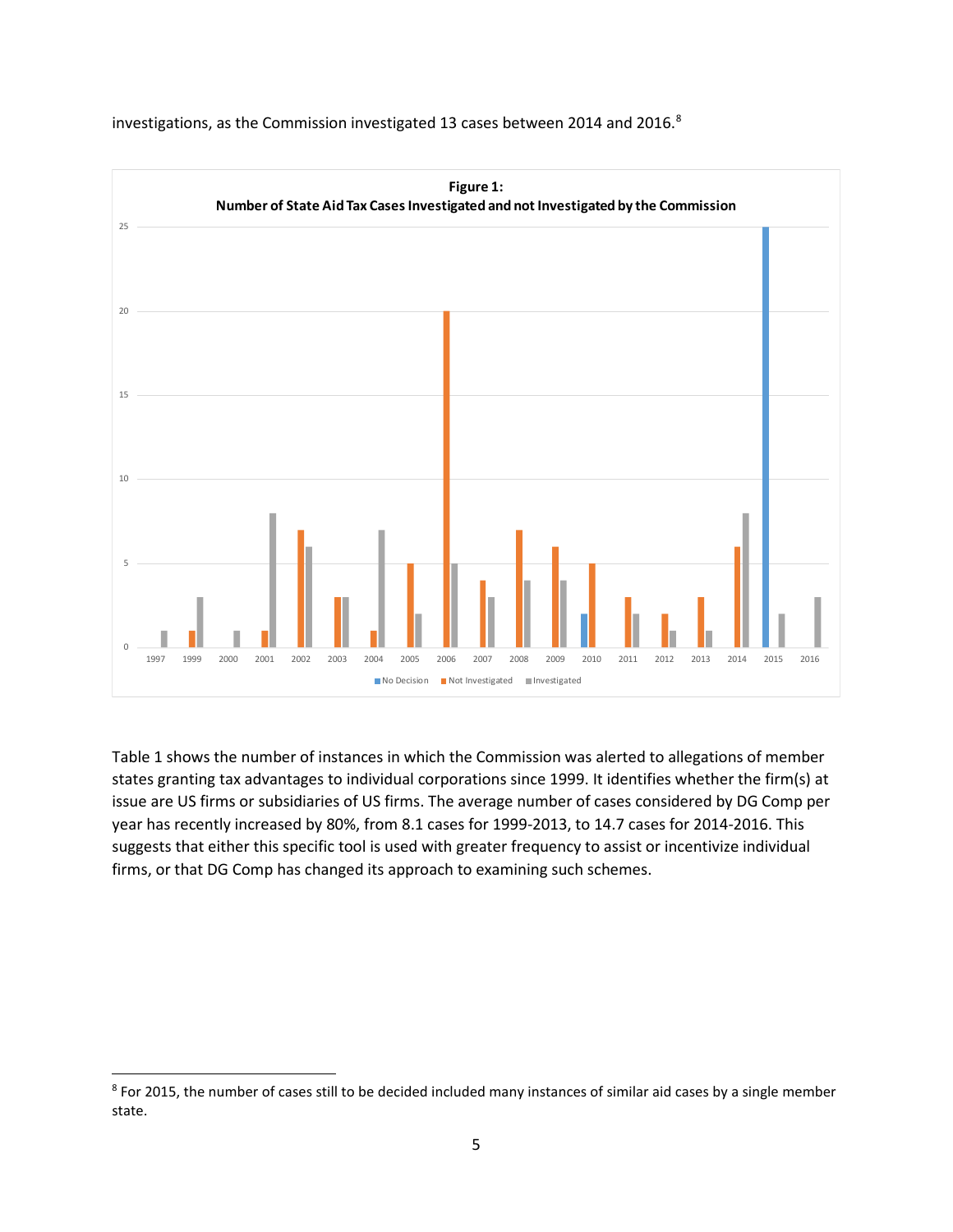investigations, as the Commission investigated 13 cases between 2014 and 2016.[8]

**Figure 1:**
**Number of State Aid Tax Cases Investigated and not Investigated by the Commission**

Table 1 shows the number of instances in which the Commission was alerted to allegations of member states granting tax advantages to individual corporations since 1999. It identifies whether the firm(s) at issue are US firms or subsidiaries of US firms. The average number of cases considered by DG Comp per year has recently increased by 80%, from 8.1 cases for 1999-2013, to 14.7 cases for 2014-2016. This suggests that either this specific tool is used with greater frequency to assist or incentivize individual firms, or that DG Comp has changed its approach to examining such schemes.

[8] For 2015, the number of cases still to be decided included many instances of similar aid cases by a single member state.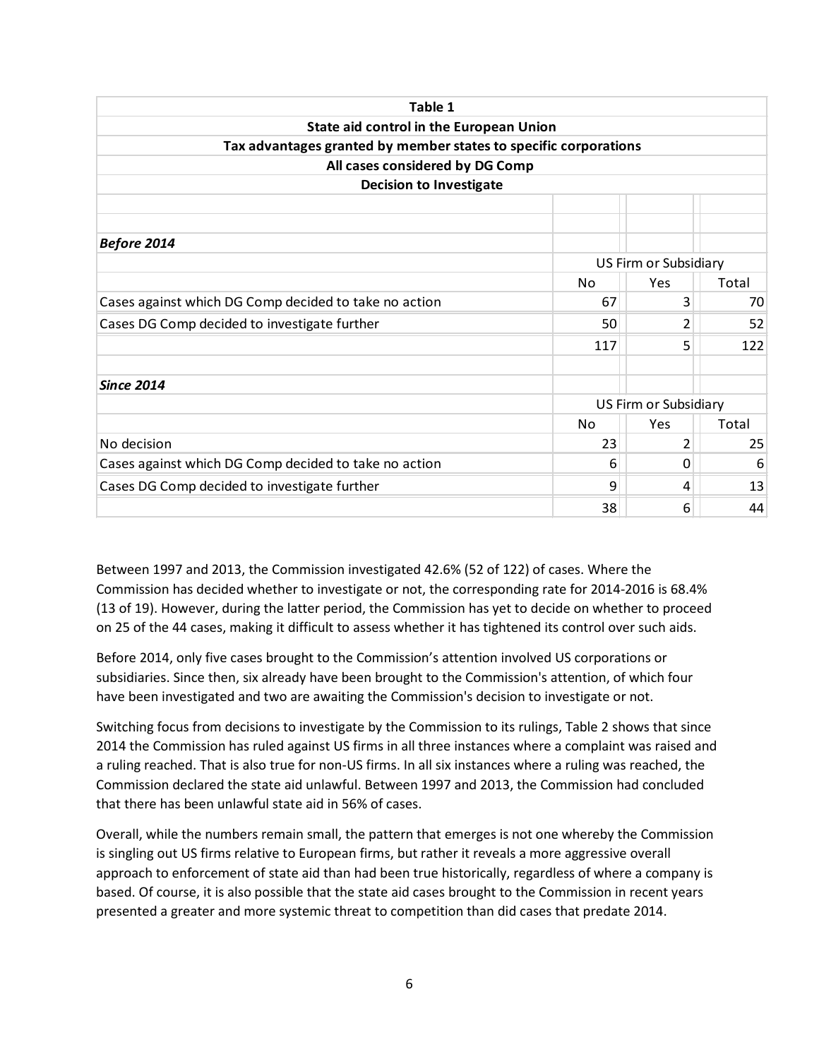**Table 1**

**State aid control in the European Union**

**Tax advantages granted by member states to specific corporations**

**All cases considered by DG Comp**

**Decision to Investigate**

| | US Firm or Subsidiary | | |
|---|---|---|---|
| | No | Yes | Total |
| ***Before 2014*** | | | |
| Cases against which DG Comp decided to take no action | 67 | 3 | 70 |
| Cases DG Comp decided to investigate further | 50 | 2 | 52 |
| | 117 | 5 | 122 |
| ***Since 2014*** | | | |
| No decision | 23 | 2 | 25 |
| Cases against which DG Comp decided to take no action | 6 | 0 | 6 |
| Cases DG Comp decided to investigate further | 9 | 4 | 13 |
| | 38 | 6 | 44 |

Between 1997 and 2013, the Commission investigated 42.6% (52 of 122) of cases. Where the Commission has decided whether to investigate or not, the corresponding rate for 2014-2016 is 68.4% (13 of 19). However, during the latter period, the Commission has yet to decide on whether to proceed on 25 of the 44 cases, making it difficult to assess whether it has tightened its control over such aids.

Before 2014, only five cases brought to the Commission's attention involved US corporations or subsidiaries. Since then, six already have been brought to the Commission's attention, of which four have been investigated and two are awaiting the Commission's decision to investigate or not.

Switching focus from decisions to investigate by the Commission to its rulings, Table 2 shows that since 2014 the Commission has ruled against US firms in all three instances where a complaint was raised and a ruling reached. That is also true for non-US firms. In all six instances where a ruling was reached, the Commission declared the state aid unlawful. Between 1997 and 2013, the Commission had concluded that there has been unlawful state aid in 56% of cases.

Overall, while the numbers remain small, the pattern that emerges is not one whereby the Commission is singling out US firms relative to European firms, but rather it reveals a more aggressive overall approach to enforcement of state aid than had been true historically, regardless of where a company is based. Of course, it is also possible that the state aid cases brought to the Commission in recent years presented a greater and more systemic threat to competition than did cases that predate 2014.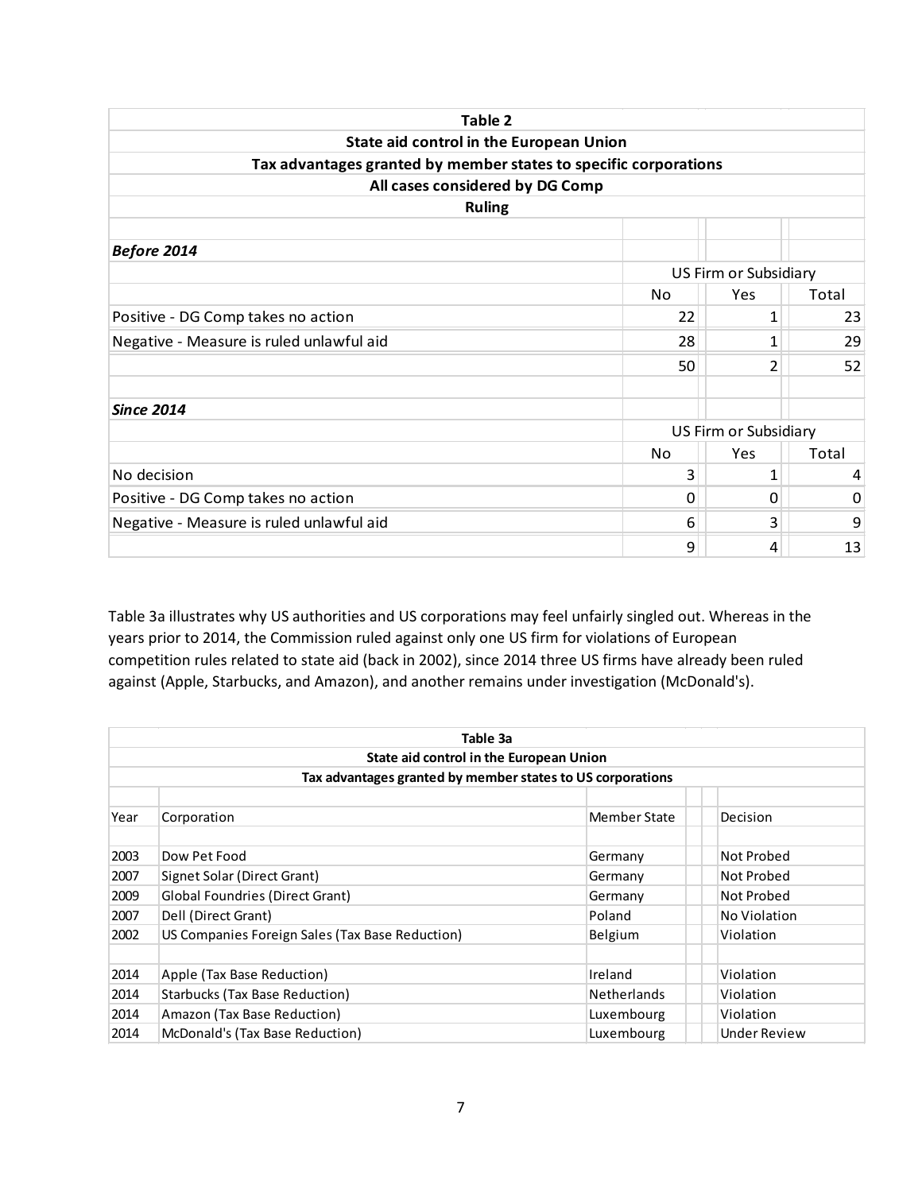| Table 2 | | | |
|---|---|---|---|
| **State aid control in the European Union** | | | |
| **Tax advantages granted by member states to specific corporations** | | | |
| **All cases considered by DG Comp** | | | |
| **Ruling** | | | |
| | | | |
| ***Before 2014*** | | | |
| | US Firm or Subsidiary | | |
| | No | Yes | Total |
| Positive - DG Comp takes no action | 22 | 1 | 23 |
| Negative - Measure is ruled unlawful aid | 28 | 1 | 29 |
| | 50 | 2 | 52 |
| | | | |
| ***Since 2014*** | | | |
| | US Firm or Subsidiary | | |
| | No | Yes | Total |
| No decision | 3 | 1 | 4 |
| Positive - DG Comp takes no action | 0 | 0 | 0 |
| Negative - Measure is ruled unlawful aid | 6 | 3 | 9 |
| | 9 | 4 | 13 |

Table 3a illustrates why US authorities and US corporations may feel unfairly singled out. Whereas in the years prior to 2014, the Commission ruled against only one US firm for violations of European competition rules related to state aid (back in 2002), since 2014 three US firms have already been ruled against (Apple, Starbucks, and Amazon), and another remains under investigation (McDonald's).

| Table 3a | | | |
|---|---|---|---|
| **State aid control in the European Union** | | | |
| **Tax advantages granted by member states to US corporations** | | | |
| | | | |
| Year | Corporation | Member State | Decision |
| | | | |
| 2003 | Dow Pet Food | Germany | Not Probed |
| 2007 | Signet Solar (Direct Grant) | Germany | Not Probed |
| 2009 | Global Foundries (Direct Grant) | Germany | Not Probed |
| 2007 | Dell (Direct Grant) | Poland | No Violation |
| 2002 | US Companies Foreign Sales (Tax Base Reduction) | Belgium | Violation |
| | | | |
| 2014 | Apple (Tax Base Reduction) | Ireland | Violation |
| 2014 | Starbucks (Tax Base Reduction) | Netherlands | Violation |
| 2014 | Amazon (Tax Base Reduction) | Luxembourg | Violation |
| 2014 | McDonald's (Tax Base Reduction) | Luxembourg | Under Review |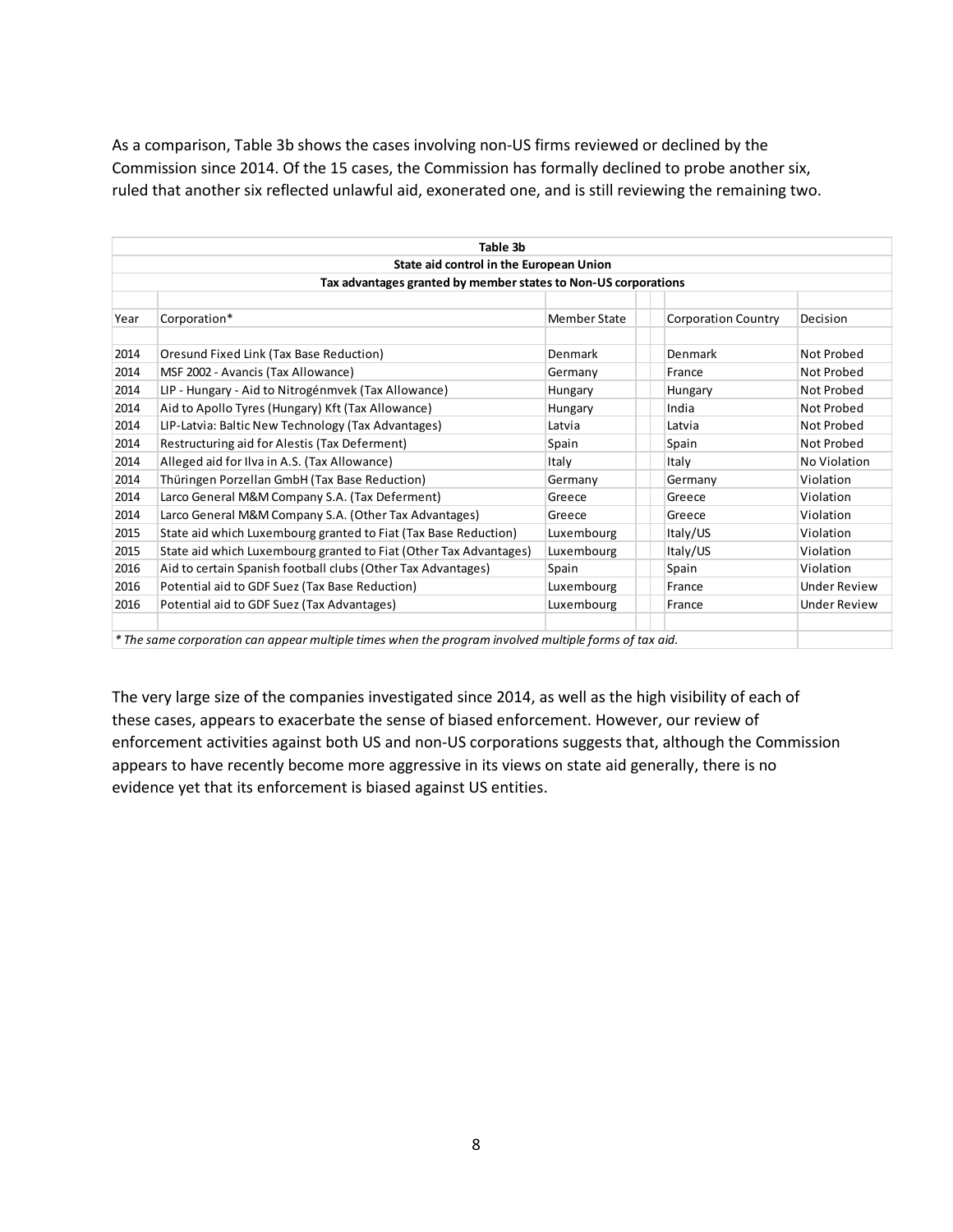As a comparison, Table 3b shows the cases involving non-US firms reviewed or declined by the Commission since 2014. Of the 15 cases, the Commission has formally declined to probe another six, ruled that another six reflected unlawful aid, exonerated one, and is still reviewing the remaining two.

**Table 3b**
**State aid control in the European Union**
**Tax advantages granted by member states to Non-US corporations**

| Year | Corporation* | Member State | Corporation Country | Decision |
|---|---|---|---|---|
| 2014 | Oresund Fixed Link (Tax Base Reduction) | Denmark | Denmark | Not Probed |
| 2014 | MSF 2002 - Avancis (Tax Allowance) | Germany | France | Not Probed |
| 2014 | LIP - Hungary - Aid to Nitrogénmvek (Tax Allowance) | Hungary | Hungary | Not Probed |
| 2014 | Aid to Apollo Tyres (Hungary) Kft (Tax Allowance) | Hungary | India | Not Probed |
| 2014 | LIP-Latvia: Baltic New Technology (Tax Advantages) | Latvia | Latvia | Not Probed |
| 2014 | Restructuring aid for Alestis (Tax Deferment) | Spain | Spain | Not Probed |
| 2014 | Alleged aid for Ilva in A.S. (Tax Allowance) | Italy | Italy | No Violation |
| 2014 | Thüringen Porzellan GmbH (Tax Base Reduction) | Germany | Germany | Violation |
| 2014 | Larco General M&M Company S.A. (Tax Deferment) | Greece | Greece | Violation |
| 2014 | Larco General M&M Company S.A. (Other Tax Advantages) | Greece | Greece | Violation |
| 2015 | State aid which Luxembourg granted to Fiat (Tax Base Reduction) | Luxembourg | Italy/US | Violation |
| 2015 | State aid which Luxembourg granted to Fiat (Other Tax Advantages) | Luxembourg | Italy/US | Violation |
| 2016 | Aid to certain Spanish football clubs (Other Tax Advantages) | Spain | Spain | Violation |
| 2016 | Potential aid to GDF Suez (Tax Base Reduction) | Luxembourg | France | Under Review |
| 2016 | Potential aid to GDF Suez (Tax Advantages) | Luxembourg | France | Under Review |

*\* The same corporation can appear multiple times when the program involved multiple forms of tax aid.*

The very large size of the companies investigated since 2014, as well as the high visibility of each of these cases, appears to exacerbate the sense of biased enforcement. However, our review of enforcement activities against both US and non-US corporations suggests that, although the Commission appears to have recently become more aggressive in its views on state aid generally, there is no evidence yet that its enforcement is biased against US entities.